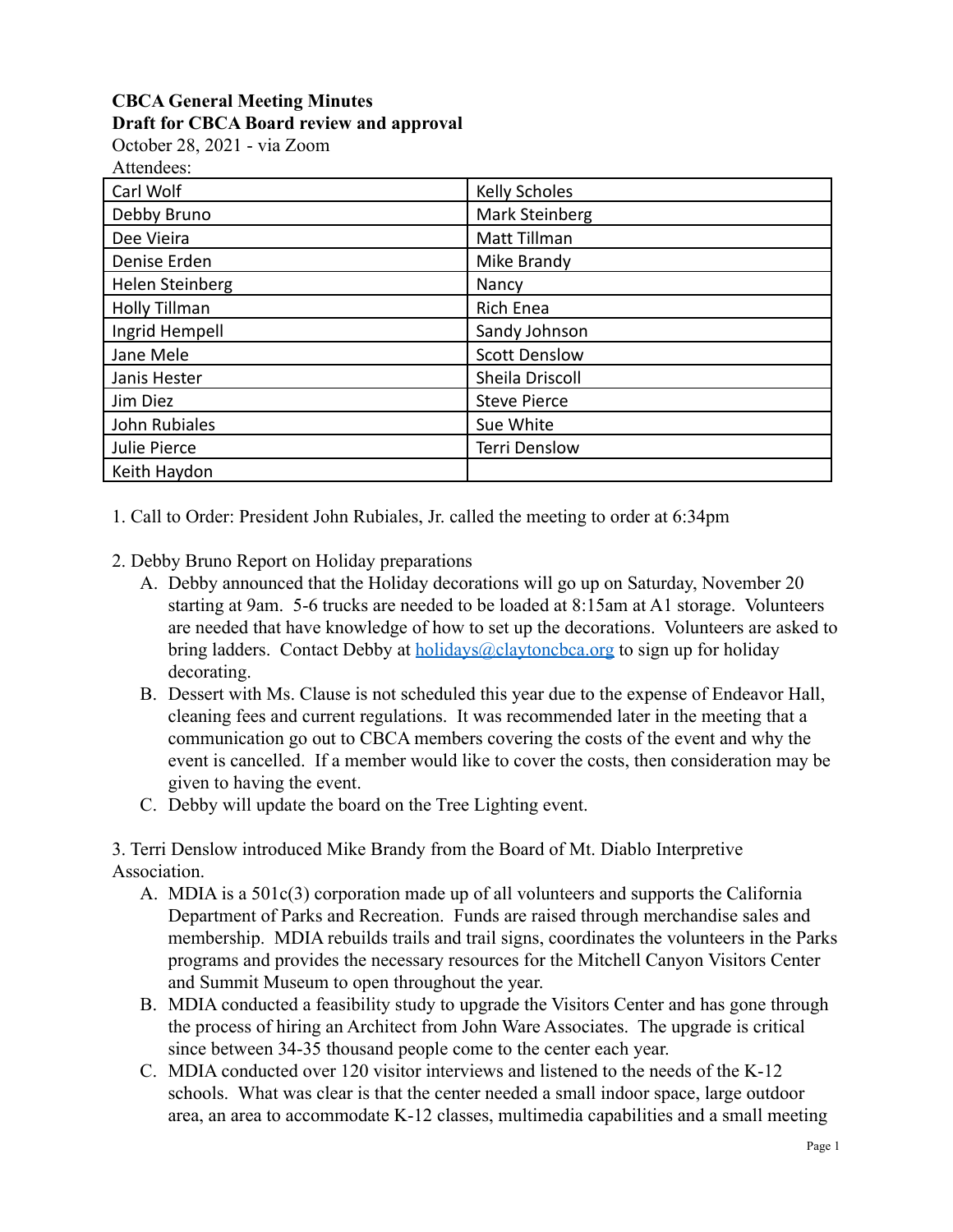**CBCA General Meeting Minutes**
**Draft for CBCA Board review and approval**

October 28, 2021 - via Zoom

Attendees:

| | |
|---|---|
| Carl Wolf | Kelly Scholes |
| Debby Bruno | Mark Steinberg |
| Dee Vieira | Matt Tillman |
| Denise Erden | Mike Brandy |
| Helen Steinberg | Nancy |
| Holly Tillman | Rich Enea |
| Ingrid Hempell | Sandy Johnson |
| Jane Mele | Scott Denslow |
| Janis Hester | Sheila Driscoll |
| Jim Diez | Steve Pierce |
| John Rubiales | Sue White |
| Julie Pierce | Terri Denslow |
| Keith Haydon | |

1. Call to Order: President John Rubiales, Jr. called the meeting to order at 6:34pm

2. Debby Bruno Report on Holiday preparations
   A. Debby announced that the Holiday decorations will go up on Saturday, November 20 starting at 9am. 5-6 trucks are needed to be loaded at 8:15am at A1 storage. Volunteers are needed that have knowledge of how to set up the decorations. Volunteers are asked to bring ladders. Contact Debby at holidays@claytoncbca.org to sign up for holiday decorating.
   B. Dessert with Ms. Clause is not scheduled this year due to the expense of Endeavor Hall, cleaning fees and current regulations. It was recommended later in the meeting that a communication go out to CBCA members covering the costs of the event and why the event is cancelled. If a member would like to cover the costs, then consideration may be given to having the event.
   C. Debby will update the board on the Tree Lighting event.

3. Terri Denslow introduced Mike Brandy from the Board of Mt. Diablo Interpretive Association.
   A. MDIA is a 501c(3) corporation made up of all volunteers and supports the California Department of Parks and Recreation. Funds are raised through merchandise sales and membership. MDIA rebuilds trails and trail signs, coordinates the volunteers in the Parks programs and provides the necessary resources for the Mitchell Canyon Visitors Center and Summit Museum to open throughout the year.
   B. MDIA conducted a feasibility study to upgrade the Visitors Center and has gone through the process of hiring an Architect from John Ware Associates. The upgrade is critical since between 34-35 thousand people come to the center each year.
   C. MDIA conducted over 120 visitor interviews and listened to the needs of the K-12 schools. What was clear is that the center needed a small indoor space, large outdoor area, an area to accommodate K-12 classes, multimedia capabilities and a small meeting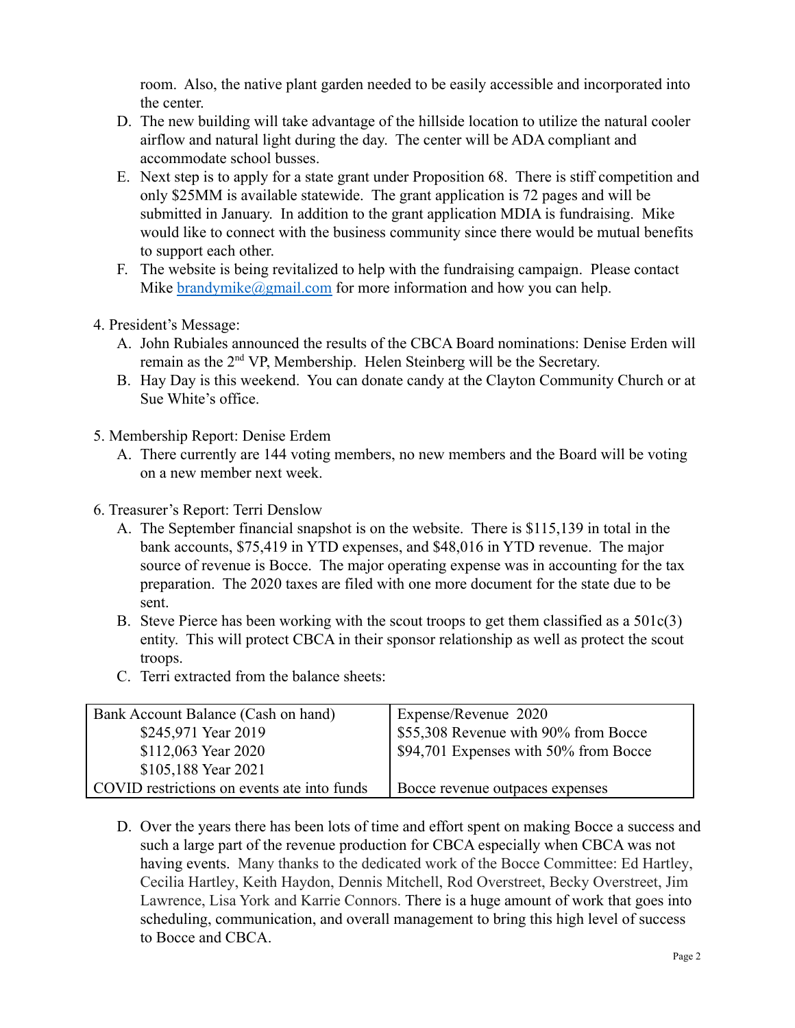room. Also, the native plant garden needed to be easily accessible and incorporated into the center.

D. The new building will take advantage of the hillside location to utilize the natural cooler airflow and natural light during the day. The center will be ADA compliant and accommodate school busses.

E. Next step is to apply for a state grant under Proposition 68. There is stiff competition and only $25MM is available statewide. The grant application is 72 pages and will be submitted in January. In addition to the grant application MDIA is fundraising. Mike would like to connect with the business community since there would be mutual benefits to support each other.

F. The website is being revitalized to help with the fundraising campaign. Please contact Mike brandymike@gmail.com for more information and how you can help.

4. President's Message:

A. John Rubiales announced the results of the CBCA Board nominations: Denise Erden will remain as the 2nd VP, Membership. Helen Steinberg will be the Secretary.

B. Hay Day is this weekend. You can donate candy at the Clayton Community Church or at Sue White's office.

5. Membership Report: Denise Erdem

A. There currently are 144 voting members, no new members and the Board will be voting on a new member next week.

6. Treasurer's Report: Terri Denslow

A. The September financial snapshot is on the website. There is $115,139 in total in the bank accounts, $75,419 in YTD expenses, and $48,016 in YTD revenue. The major source of revenue is Bocce. The major operating expense was in accounting for the tax preparation. The 2020 taxes are filed with one more document for the state due to be sent.

B. Steve Pierce has been working with the scout troops to get them classified as a 501c(3) entity. This will protect CBCA in their sponsor relationship as well as protect the scout troops.

C. Terri extracted from the balance sheets:

| Bank Account Balance (Cash on hand) | Expense/Revenue 2020 |
|---|---|
| $245,971 Year 2019 | $55,308 Revenue with 90% from Bocce |
| $112,063 Year 2020 | $94,701 Expenses with 50% from Bocce |
| $105,188 Year 2021 | |
| COVID restrictions on events ate into funds | Bocce revenue outpaces expenses |

D. Over the years there has been lots of time and effort spent on making Bocce a success and such a large part of the revenue production for CBCA especially when CBCA was not having events. Many thanks to the dedicated work of the Bocce Committee: Ed Hartley, Cecilia Hartley, Keith Haydon, Dennis Mitchell, Rod Overstreet, Becky Overstreet, Jim Lawrence, Lisa York and Karrie Connors. There is a huge amount of work that goes into scheduling, communication, and overall management to bring this high level of success to Bocce and CBCA.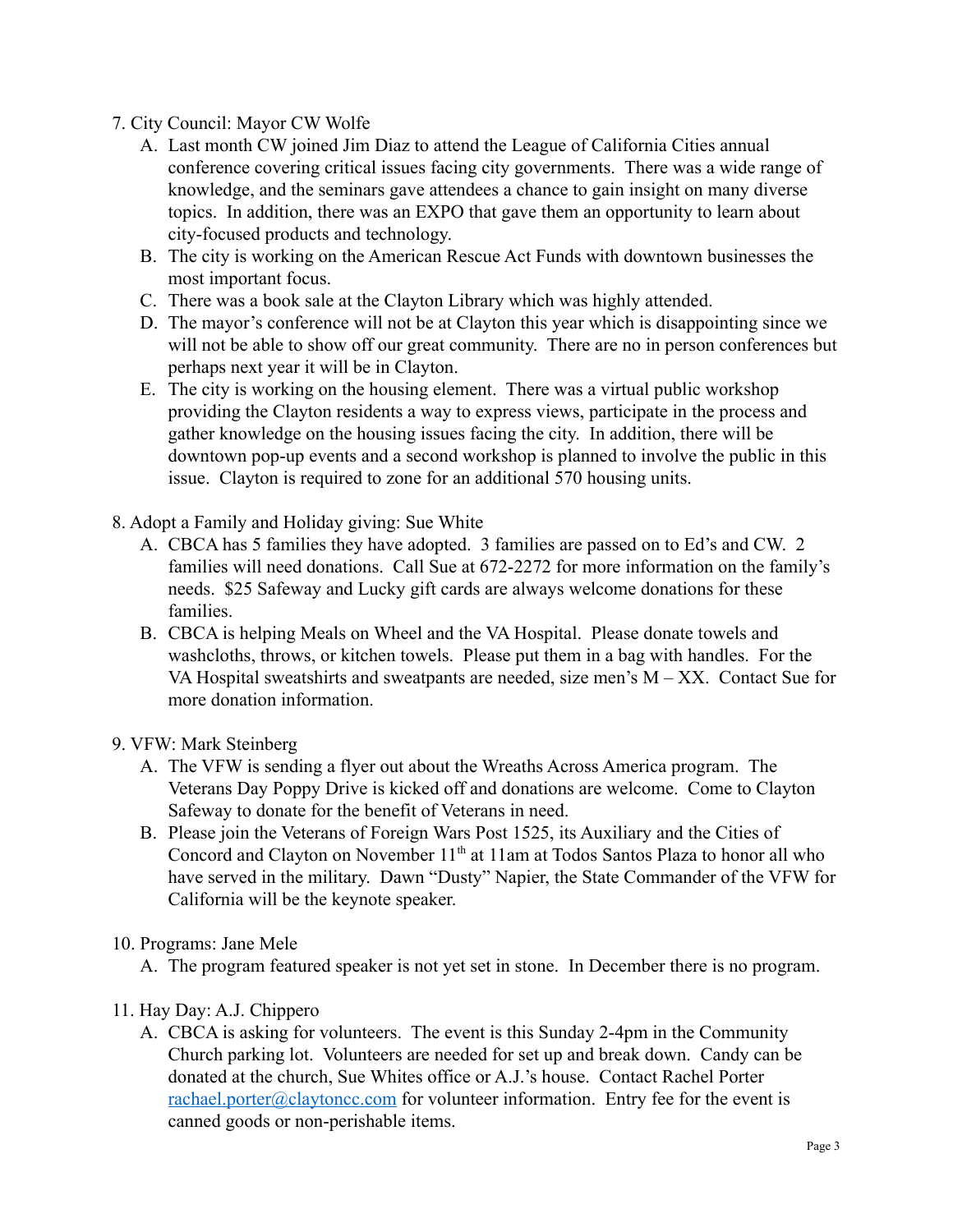7. City Council: Mayor CW Wolfe
   A. Last month CW joined Jim Diaz to attend the League of California Cities annual conference covering critical issues facing city governments. There was a wide range of knowledge, and the seminars gave attendees a chance to gain insight on many diverse topics. In addition, there was an EXPO that gave them an opportunity to learn about city-focused products and technology.
   B. The city is working on the American Rescue Act Funds with downtown businesses the most important focus.
   C. There was a book sale at the Clayton Library which was highly attended.
   D. The mayor's conference will not be at Clayton this year which is disappointing since we will not be able to show off our great community. There are no in person conferences but perhaps next year it will be in Clayton.
   E. The city is working on the housing element. There was a virtual public workshop providing the Clayton residents a way to express views, participate in the process and gather knowledge on the housing issues facing the city. In addition, there will be downtown pop-up events and a second workshop is planned to involve the public in this issue. Clayton is required to zone for an additional 570 housing units.

8. Adopt a Family and Holiday giving: Sue White
   A. CBCA has 5 families they have adopted. 3 families are passed on to Ed's and CW. 2 families will need donations. Call Sue at 672-2272 for more information on the family's needs. $25 Safeway and Lucky gift cards are always welcome donations for these families.
   B. CBCA is helping Meals on Wheel and the VA Hospital. Please donate towels and washcloths, throws, or kitchen towels. Please put them in a bag with handles. For the VA Hospital sweatshirts and sweatpants are needed, size men's M – XX. Contact Sue for more donation information.

9. VFW: Mark Steinberg
   A. The VFW is sending a flyer out about the Wreaths Across America program. The Veterans Day Poppy Drive is kicked off and donations are welcome. Come to Clayton Safeway to donate for the benefit of Veterans in need.
   B. Please join the Veterans of Foreign Wars Post 1525, its Auxiliary and the Cities of Concord and Clayton on November 11th at 11am at Todos Santos Plaza to honor all who have served in the military. Dawn "Dusty" Napier, the State Commander of the VFW for California will be the keynote speaker.

10. Programs: Jane Mele
    A. The program featured speaker is not yet set in stone. In December there is no program.

11. Hay Day: A.J. Chippero
    A. CBCA is asking for volunteers. The event is this Sunday 2-4pm in the Community Church parking lot. Volunteers are needed for set up and break down. Candy can be donated at the church, Sue Whites office or A.J.'s house. Contact Rachel Porter [rachael.porter@claytoncc.com](mailto:rachael.porter@claytoncc.com) for volunteer information. Entry fee for the event is canned goods or non-perishable items.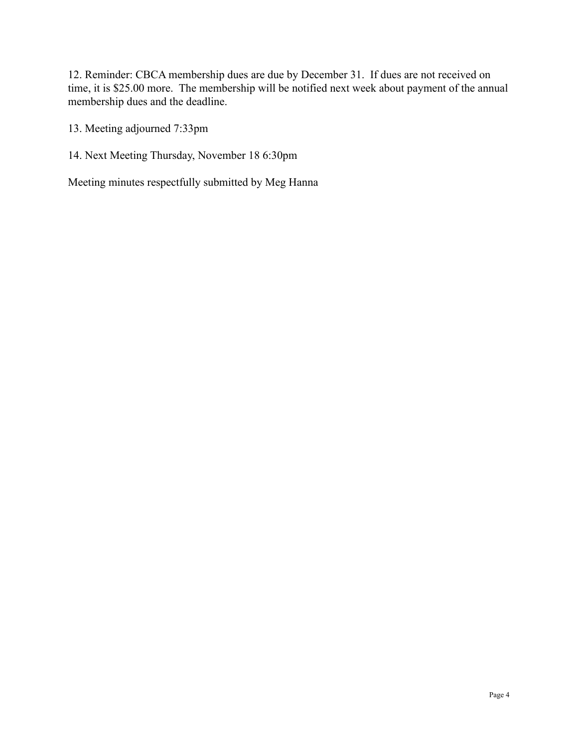12. Reminder: CBCA membership dues are due by December 31. If dues are not received on time, it is $25.00 more. The membership will be notified next week about payment of the annual membership dues and the deadline.

13. Meeting adjourned 7:33pm

14. Next Meeting Thursday, November 18 6:30pm

Meeting minutes respectfully submitted by Meg Hanna